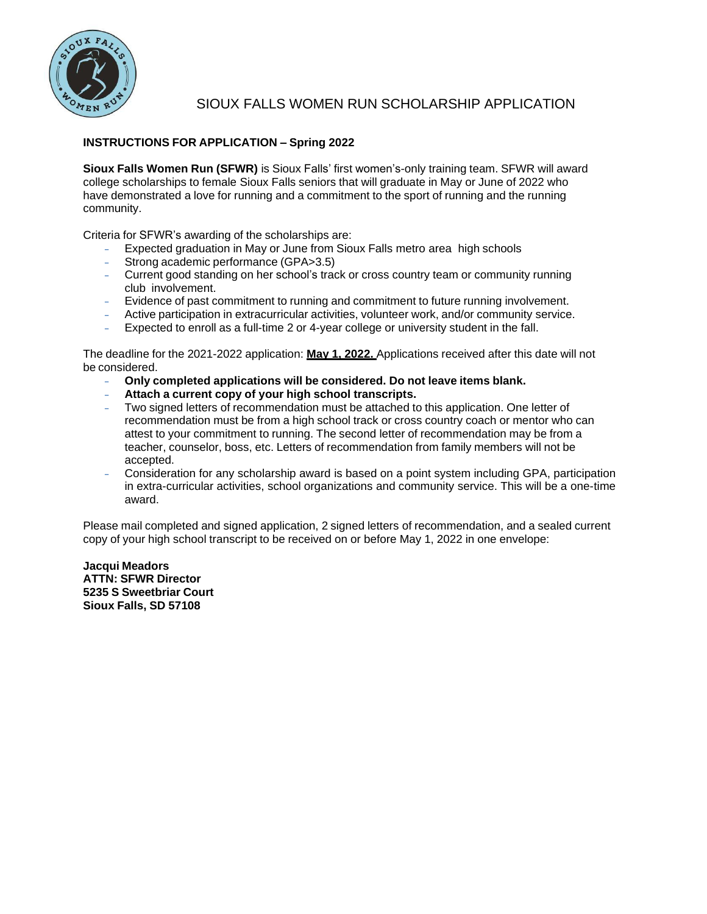# SIOUX FALLS WOMEN RUN SCHOLARSHIP APPLICATION

**INSTRUCTIONS FOR APPLICATION – Spring 2022**

**Sioux Falls Women Run (SFWR)** is Sioux Falls' first women's-only training team. SFWR will award college scholarships to female Sioux Falls seniors that will graduate in May or June of 2022 who have demonstrated a love for running and a commitment to the sport of running and the running community.

Criteria for SFWR's awarding of the scholarships are:

- Expected graduation in May or June from Sioux Falls metro area high schools
- Strong academic performance (GPA>3.5)
- Current good standing on her school's track or cross country team or community running club involvement.
- Evidence of past commitment to running and commitment to future running involvement.
- Active participation in extracurricular activities, volunteer work, and/or community service.
- Expected to enroll as a full-time 2 or 4-year college or university student in the fall.

The deadline for the 2021-2022 application: **May 1, 2022.** Applications received after this date will not be considered.

- **Only completed applications will be considered. Do not leave items blank.**
- **Attach a current copy of your high school transcripts.**
- Two signed letters of recommendation must be attached to this application. One letter of recommendation must be from a high school track or cross country coach or mentor who can attest to your commitment to running. The second letter of recommendation may be from a teacher, counselor, boss, etc. Letters of recommendation from family members will not be accepted.
- Consideration for any scholarship award is based on a point system including GPA, participation in extra-curricular activities, school organizations and community service. This will be a one-time award.

Please mail completed and signed application, 2 signed letters of recommendation, and a sealed current copy of your high school transcript to be received on or before May 1, 2022 in one envelope:

**Jacqui Meadors**
**ATTN: SFWR Director**
**5235 S Sweetbriar Court**
**Sioux Falls, SD 57108**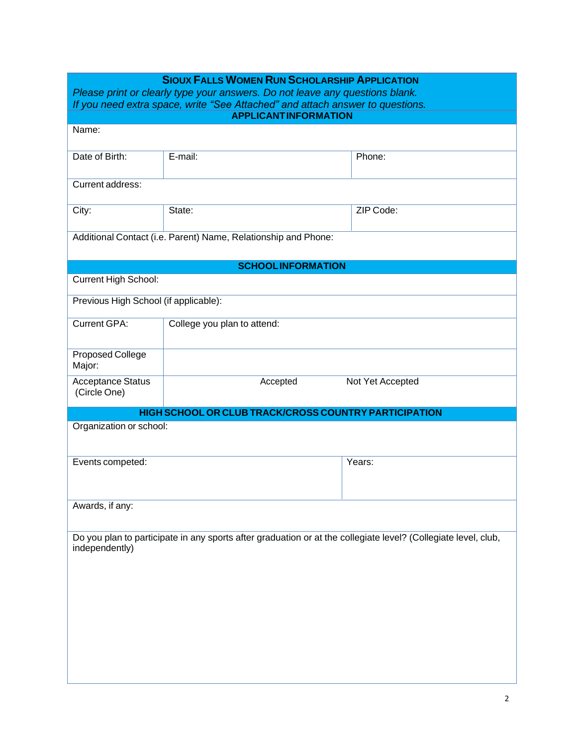# SIOUX FALLS WOMEN RUN SCHOLARSHIP APPLICATION

*Please print or clearly type your answers. Do not leave any questions blank.*
*If you need extra space, write "See Attached" and attach answer to questions.*

## APPLICANT INFORMATION

| Name: | | |
|---|---|---|
| Date of Birth: | E-mail: | Phone: |
| Current address: | | |
| City: | State: | ZIP Code: |
| Additional Contact (i.e. Parent) Name, Relationship and Phone: | | |

## SCHOOL INFORMATION

| Current High School: | | |
|---|---|---|
| Previous High School (if applicable): | | |
| Current GPA: | College you plan to attend: | |
| Proposed College Major: | | |
| Acceptance Status (Circle One) | Accepted | Not Yet Accepted |

## HIGH SCHOOL OR CLUB TRACK/CROSS COUNTRY PARTICIPATION

| Organization or school: | |
|---|---|
| Events competed: | Years: |
| Awards, if any: | |
| Do you plan to participate in any sports after graduation or at the collegiate level? (Collegiate level, club, independently) | |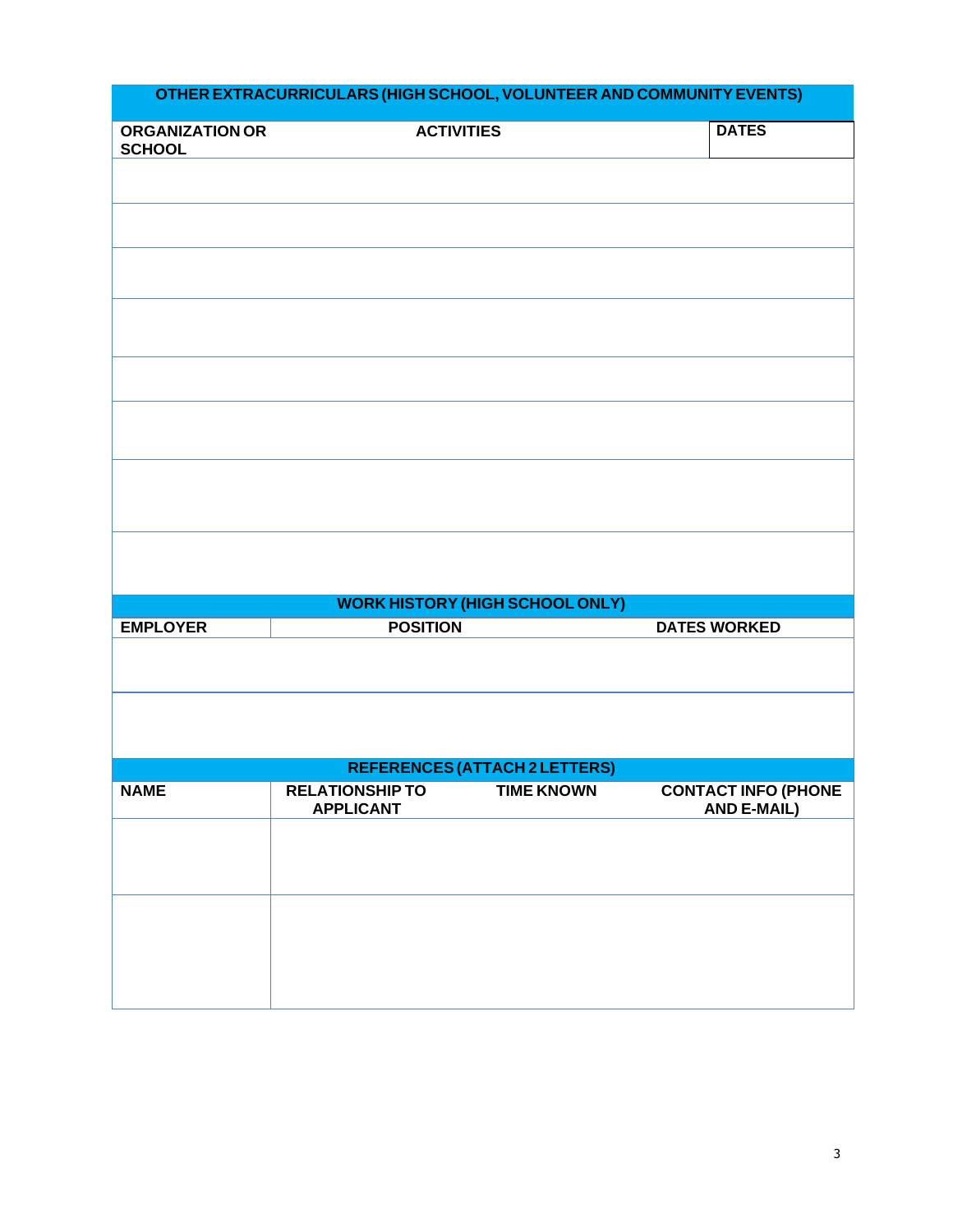## OTHER EXTRACURRICULARS (HIGH SCHOOL, VOLUNTEER AND COMMUNITY EVENTS)

| ORGANIZATION OR SCHOOL | ACTIVITIES | DATES |
|---|---|---|
| | | |
| | | |
| | | |
| | | |
| | | |
| | | |
| | | |
| | | |

## WORK HISTORY (HIGH SCHOOL ONLY)

| EMPLOYER | POSITION | DATES WORKED |
|---|---|---|
| | | |
| | | |

## REFERENCES (ATTACH 2 LETTERS)

| NAME | RELATIONSHIP TO APPLICANT | TIME KNOWN | CONTACT INFO (PHONE AND E-MAIL) |
|---|---|---|---|
| | | | |
| | | | |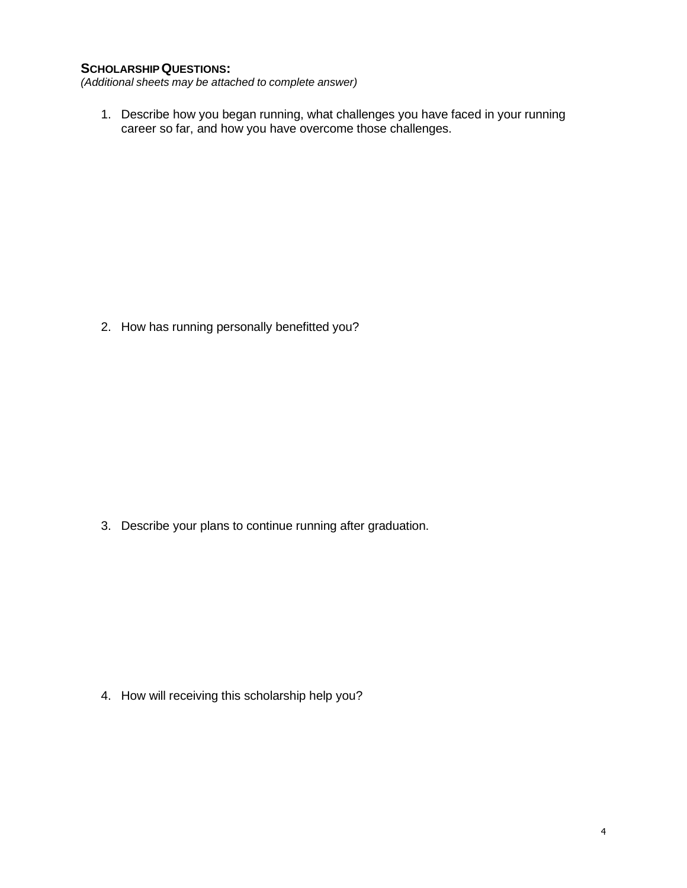## SCHOLARSHIP QUESTIONS:

*(Additional sheets may be attached to complete answer)*

1. Describe how you began running, what challenges you have faced in your running career so far, and how you have overcome those challenges.

2. How has running personally benefitted you?

3. Describe your plans to continue running after graduation.

4. How will receiving this scholarship help you?